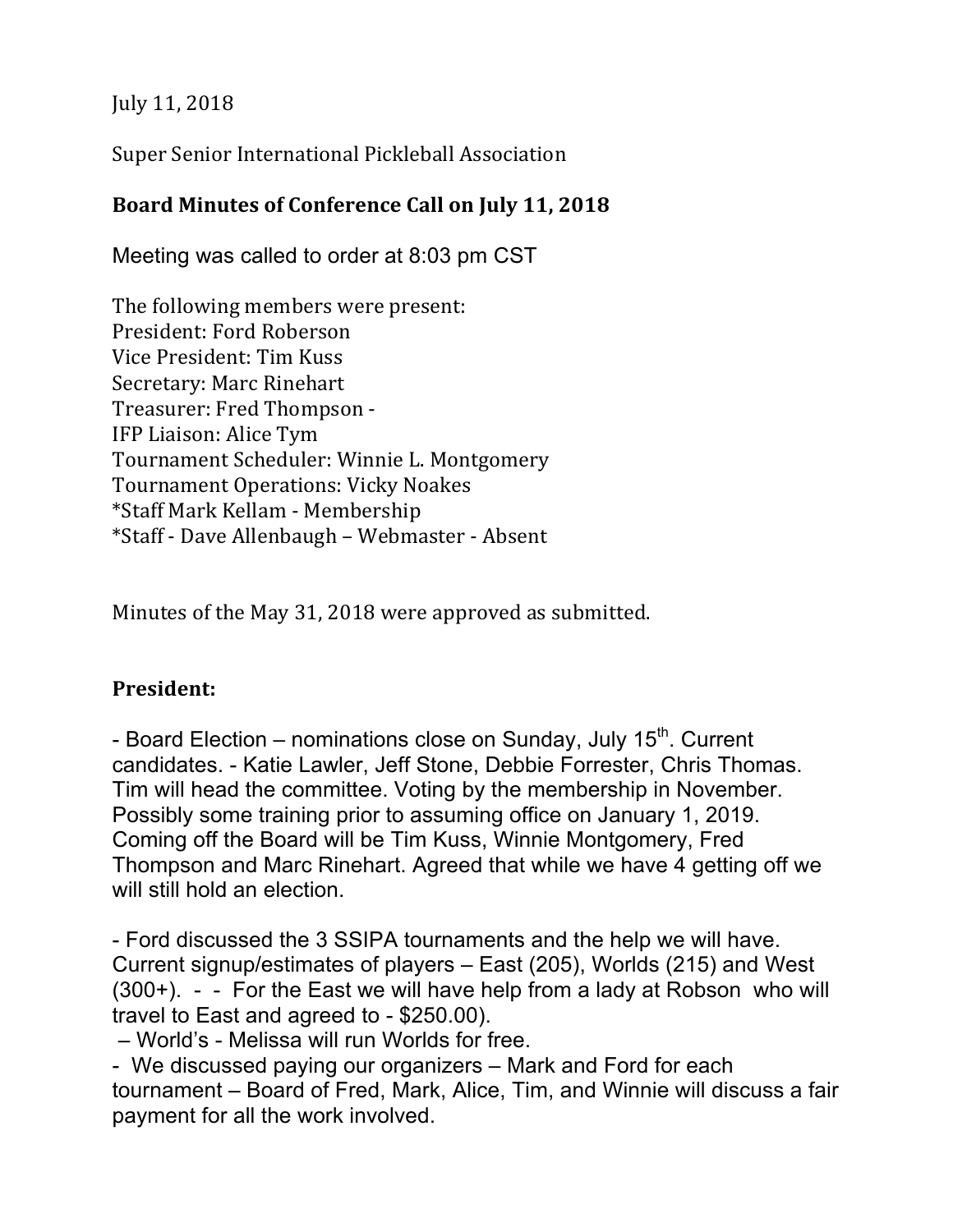July 11, 2018

Super Senior International Pickleball Association

**Board Minutes of Conference Call on July 11, 2018**

Meeting was called to order at 8:03 pm CST

The following members were present:
President: Ford Roberson
Vice President: Tim Kuss
Secretary: Marc Rinehart
Treasurer: Fred Thompson -
IFP Liaison: Alice Tym
Tournament Scheduler: Winnie L. Montgomery
Tournament Operations: Vicky Noakes
*Staff Mark Kellam - Membership
*Staff - Dave Allenbaugh – Webmaster - Absent

Minutes of the May 31, 2018 were approved as submitted.

**President:**

- Board Election – nominations close on Sunday, July 15th. Current candidates. - Katie Lawler, Jeff Stone, Debbie Forrester, Chris Thomas. Tim will head the committee. Voting by the membership in November. Possibly some training prior to assuming office on January 1, 2019. Coming off the Board will be Tim Kuss, Winnie Montgomery, Fred Thompson and Marc Rinehart. Agreed that while we have 4 getting off we will still hold an election.

- Ford discussed the 3 SSIPA tournaments and the help we will have. Current signup/estimates of players – East (205), Worlds (215) and West (300+). - - For the East we will have help from a lady at Robson who will travel to East and agreed to - $250.00).
– World's - Melissa will run Worlds for free.
- We discussed paying our organizers – Mark and Ford for each tournament – Board of Fred, Mark, Alice, Tim, and Winnie will discuss a fair payment for all the work involved.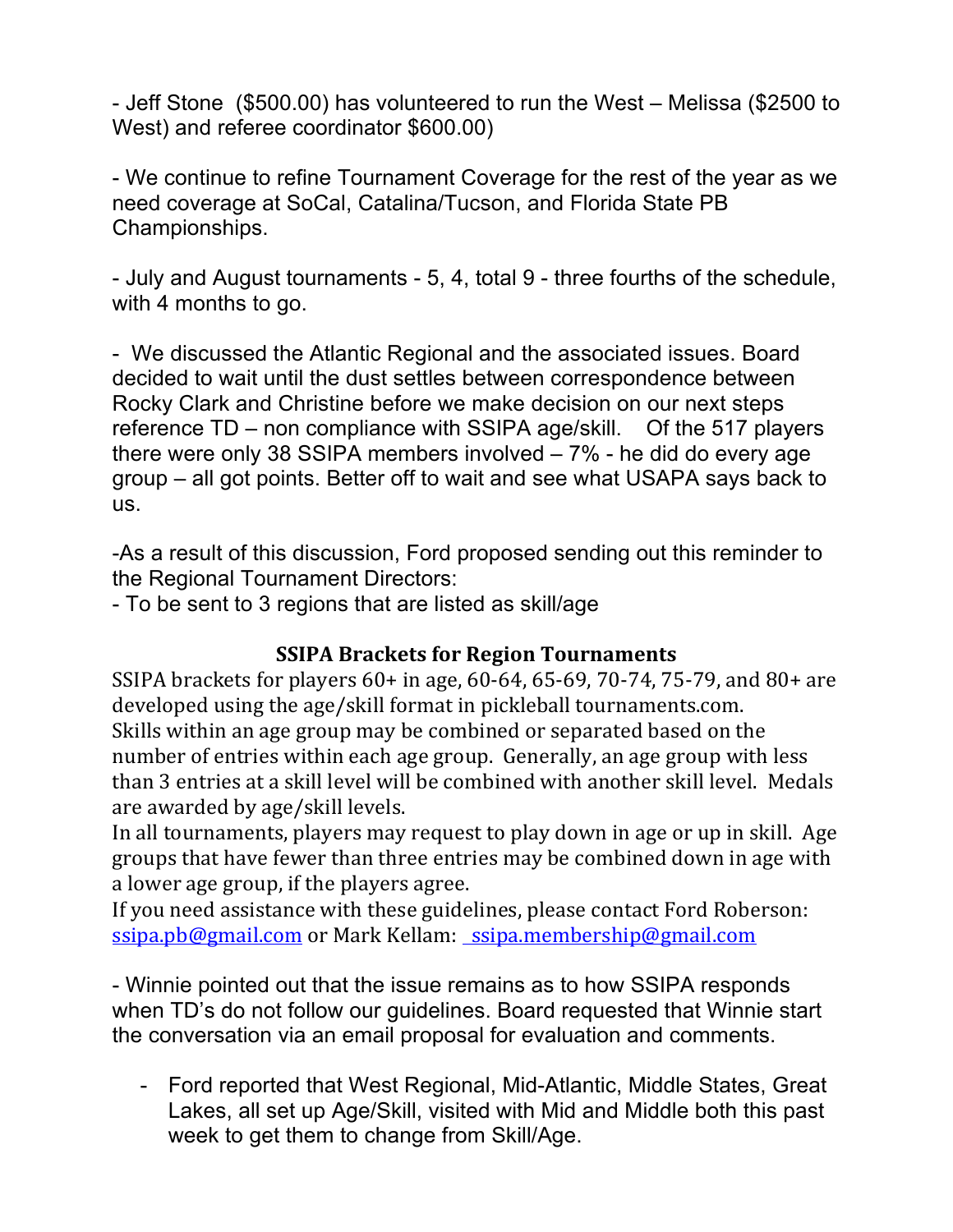- Jeff Stone ($500.00) has volunteered to run the West – Melissa ($2500 to West) and referee coordinator $600.00)

- We continue to refine Tournament Coverage for the rest of the year as we need coverage at SoCal, Catalina/Tucson, and Florida State PB Championships.

- July and August tournaments - 5, 4, total 9 - three fourths of the schedule, with 4 months to go.

- We discussed the Atlantic Regional and the associated issues. Board decided to wait until the dust settles between correspondence between Rocky Clark and Christine before we make decision on our next steps reference TD – non compliance with SSIPA age/skill. Of the 517 players there were only 38 SSIPA members involved – 7% - he did do every age group – all got points. Better off to wait and see what USAPA says back to us.

-As a result of this discussion, Ford proposed sending out this reminder to the Regional Tournament Directors:
- To be sent to 3 regions that are listed as skill/age

**SSIPA Brackets for Region Tournaments**

SSIPA brackets for players 60+ in age, 60-64, 65-69, 70-74, 75-79, and 80+ are developed using the age/skill format in pickleball tournaments.com.
Skills within an age group may be combined or separated based on the number of entries within each age group. Generally, an age group with less than 3 entries at a skill level will be combined with another skill level. Medals are awarded by age/skill levels.
In all tournaments, players may request to play down in age or up in skill. Age groups that have fewer than three entries may be combined down in age with a lower age group, if the players agree.
If you need assistance with these guidelines, please contact Ford Roberson: ssipa.pb@gmail.com or Mark Kellam: ssipa.membership@gmail.com

- Winnie pointed out that the issue remains as to how SSIPA responds when TD's do not follow our guidelines. Board requested that Winnie start the conversation via an email proposal for evaluation and comments.

- Ford reported that West Regional, Mid-Atlantic, Middle States, Great Lakes, all set up Age/Skill, visited with Mid and Middle both this past week to get them to change from Skill/Age.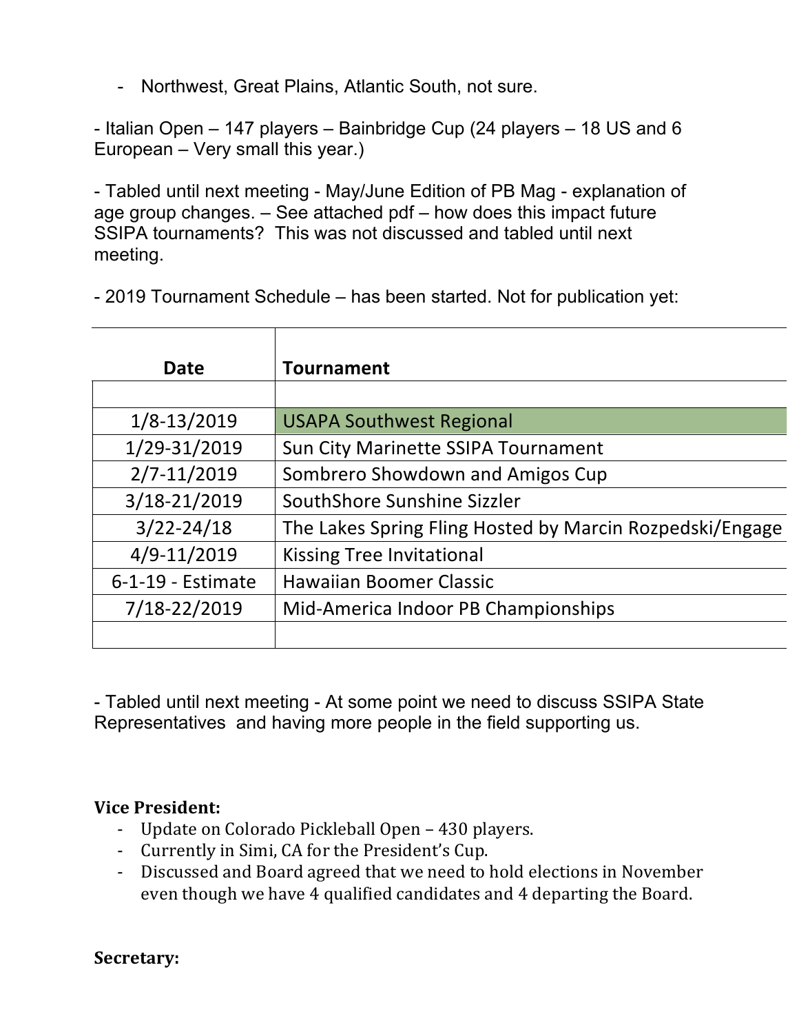- Northwest, Great Plains, Atlantic South, not sure.

- Italian Open – 147 players – Bainbridge Cup (24 players – 18 US and 6 European – Very small this year.)

- Tabled until next meeting - May/June Edition of PB Mag - explanation of age group changes. – See attached pdf – how does this impact future SSIPA tournaments? This was not discussed and tabled until next meeting.

- 2019 Tournament Schedule – has been started. Not for publication yet:

| Date | Tournament |
|---|---|
| | |
| 1/8-13/2019 | USAPA Southwest Regional |
| 1/29-31/2019 | Sun City Marinette SSIPA Tournament |
| 2/7-11/2019 | Sombrero Showdown and Amigos Cup |
| 3/18-21/2019 | SouthShore Sunshine Sizzler |
| 3/22-24/18 | The Lakes Spring Fling Hosted by Marcin Rozpedski/Engage |
| 4/9-11/2019 | Kissing Tree Invitational |
| 6-1-19 - Estimate | Hawaiian Boomer Classic |
| 7/18-22/2019 | Mid-America Indoor PB Championships |
| | |

- Tabled until next meeting - At some point we need to discuss SSIPA State Representatives and having more people in the field supporting us.

**Vice President:**

- Update on Colorado Pickleball Open – 430 players.
- Currently in Simi, CA for the President's Cup.
- Discussed and Board agreed that we need to hold elections in November even though we have 4 qualified candidates and 4 departing the Board.

**Secretary:**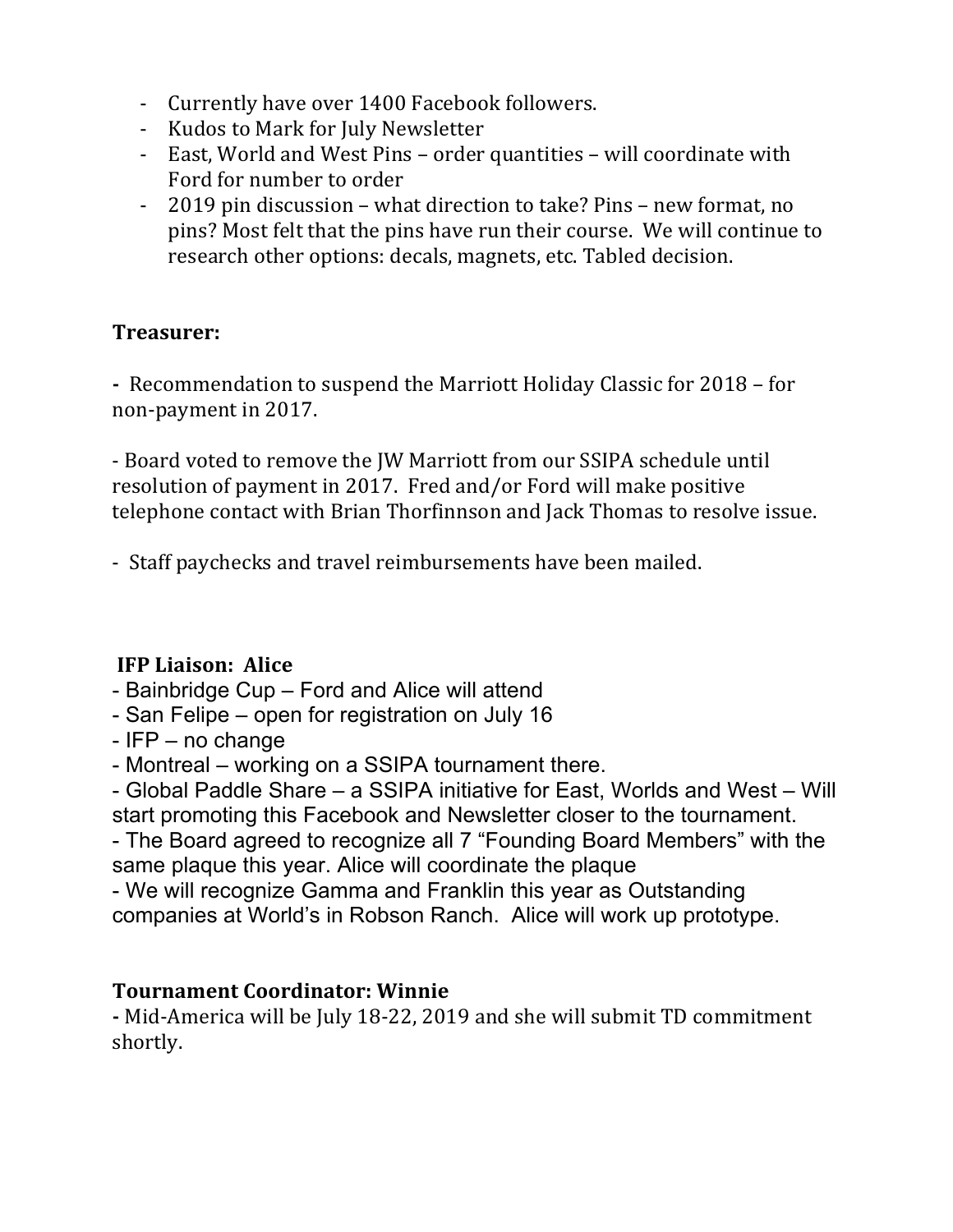- Currently have over 1400 Facebook followers.
- Kudos to Mark for July Newsletter
- East, World and West Pins – order quantities – will coordinate with Ford for number to order
- 2019 pin discussion – what direction to take? Pins – new format, no pins? Most felt that the pins have run their course. We will continue to research other options: decals, magnets, etc. Tabled decision.

**Treasurer:**

- Recommendation to suspend the Marriott Holiday Classic for 2018 – for non-payment in 2017.

- Board voted to remove the JW Marriott from our SSIPA schedule until resolution of payment in 2017. Fred and/or Ford will make positive telephone contact with Brian Thorfinnson and Jack Thomas to resolve issue.

- Staff paychecks and travel reimbursements have been mailed.

**IFP Liaison: Alice**

- Bainbridge Cup – Ford and Alice will attend
- San Felipe – open for registration on July 16
- IFP – no change
- Montreal – working on a SSIPA tournament there.
- Global Paddle Share – a SSIPA initiative for East, Worlds and West – Will start promoting this Facebook and Newsletter closer to the tournament.
- The Board agreed to recognize all 7 "Founding Board Members" with the same plaque this year. Alice will coordinate the plaque
- We will recognize Gamma and Franklin this year as Outstanding companies at World's in Robson Ranch. Alice will work up prototype.

**Tournament Coordinator: Winnie**

- Mid-America will be July 18-22, 2019 and she will submit TD commitment shortly.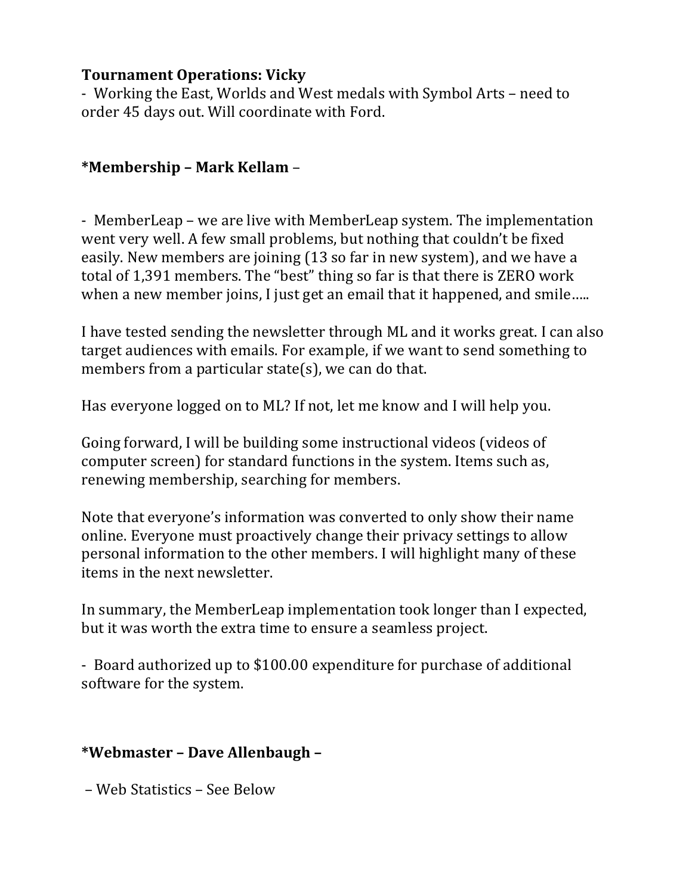**Tournament Operations: Vicky**

- Working the East, Worlds and West medals with Symbol Arts – need to order 45 days out. Will coordinate with Ford.

**\*Membership – Mark Kellam** –

- MemberLeap – we are live with MemberLeap system. The implementation went very well. A few small problems, but nothing that couldn't be fixed easily. New members are joining (13 so far in new system), and we have a total of 1,391 members. The "best" thing so far is that there is ZERO work when a new member joins, I just get an email that it happened, and smile…..

I have tested sending the newsletter through ML and it works great. I can also target audiences with emails. For example, if we want to send something to members from a particular state(s), we can do that.

Has everyone logged on to ML? If not, let me know and I will help you.

Going forward, I will be building some instructional videos (videos of computer screen) for standard functions in the system. Items such as, renewing membership, searching for members.

Note that everyone's information was converted to only show their name online. Everyone must proactively change their privacy settings to allow personal information to the other members. I will highlight many of these items in the next newsletter.

In summary, the MemberLeap implementation took longer than I expected, but it was worth the extra time to ensure a seamless project.

- Board authorized up to $100.00 expenditure for purchase of additional software for the system.

**\*Webmaster – Dave Allenbaugh –**

– Web Statistics – See Below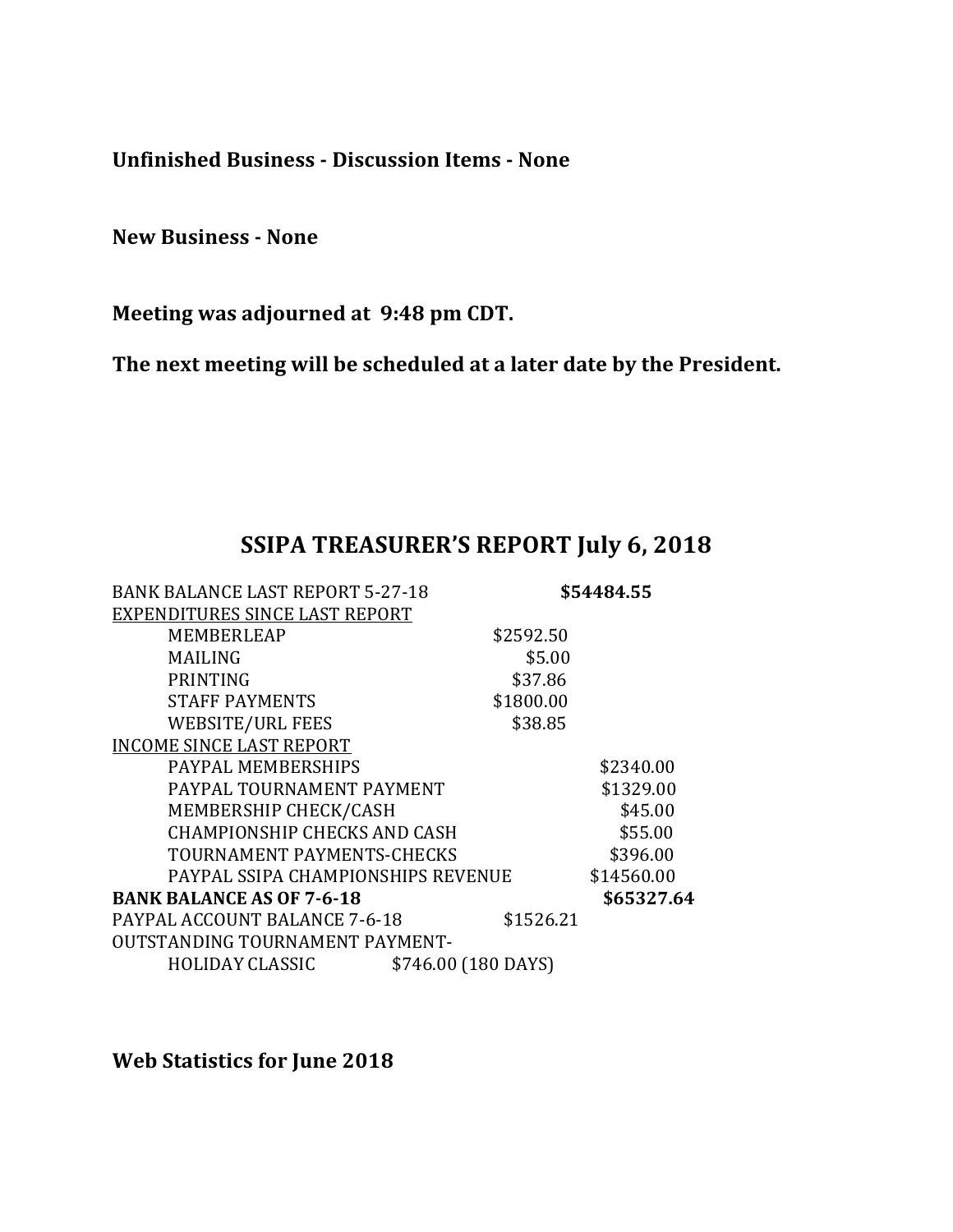**Unfinished Business - Discussion Items - None**

**New Business - None**

**Meeting was adjourned at 9:48 pm CDT.**

**The next meeting will be scheduled at a later date by the President.**

## SSIPA TREASURER'S REPORT July 6, 2018

| | | |
|---|---|---|
| BANK BALANCE LAST REPORT 5-27-18 | | **$54484.55** |
| <u>EXPENDITURES SINCE LAST REPORT</u> | | |
| MEMBERLEAP | $2592.50 | |
| MAILING | $5.00 | |
| PRINTING | $37.86 | |
| STAFF PAYMENTS | $1800.00 | |
| WEBSITE/URL FEES | $38.85 | |
| <u>INCOME SINCE LAST REPORT</u> | | |
| PAYPAL MEMBERSHIPS | | $2340.00 |
| PAYPAL TOURNAMENT PAYMENT | | $1329.00 |
| MEMBERSHIP CHECK/CASH | | $45.00 |
| CHAMPIONSHIP CHECKS AND CASH | | $55.00 |
| TOURNAMENT PAYMENTS-CHECKS | | $396.00 |
| PAYPAL SSIPA CHAMPIONSHIPS REVENUE | | $14560.00 |
| **BANK BALANCE AS OF 7-6-18** | | **$65327.64** |
| PAYPAL ACCOUNT BALANCE 7-6-18 | $1526.21 | |
| OUTSTANDING TOURNAMENT PAYMENT- | | |
| HOLIDAY CLASSIC | $746.00 (180 DAYS) | |

**Web Statistics for June 2018**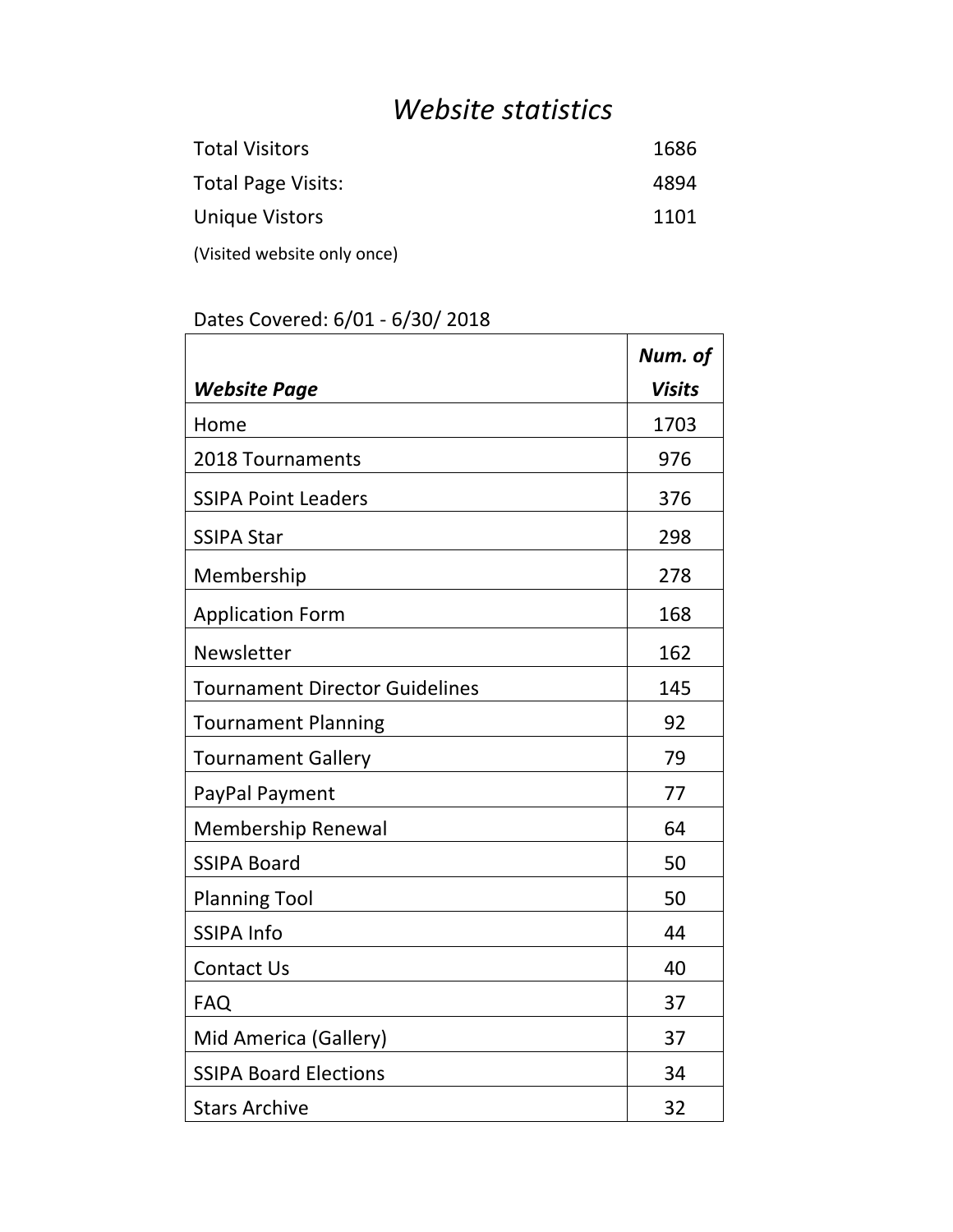# *Website statistics*

| | |
|---|---|
| Total Visitors | 1686 |
| Total Page Visits: | 4894 |
| Unique Vistors | 1101 |

(Visited website only once)

Dates Covered: 6/01 - 6/30/ 2018

| ***Website Page*** | ***Num. of Visits*** |
|---|---|
| Home | 1703 |
| 2018 Tournaments | 976 |
| SSIPA Point Leaders | 376 |
| SSIPA Star | 298 |
| Membership | 278 |
| Application Form | 168 |
| Newsletter | 162 |
| Tournament Director Guidelines | 145 |
| Tournament Planning | 92 |
| Tournament Gallery | 79 |
| PayPal Payment | 77 |
| Membership Renewal | 64 |
| SSIPA Board | 50 |
| Planning Tool | 50 |
| SSIPA Info | 44 |
| Contact Us | 40 |
| FAQ | 37 |
| Mid America (Gallery) | 37 |
| SSIPA Board Elections | 34 |
| Stars Archive | 32 |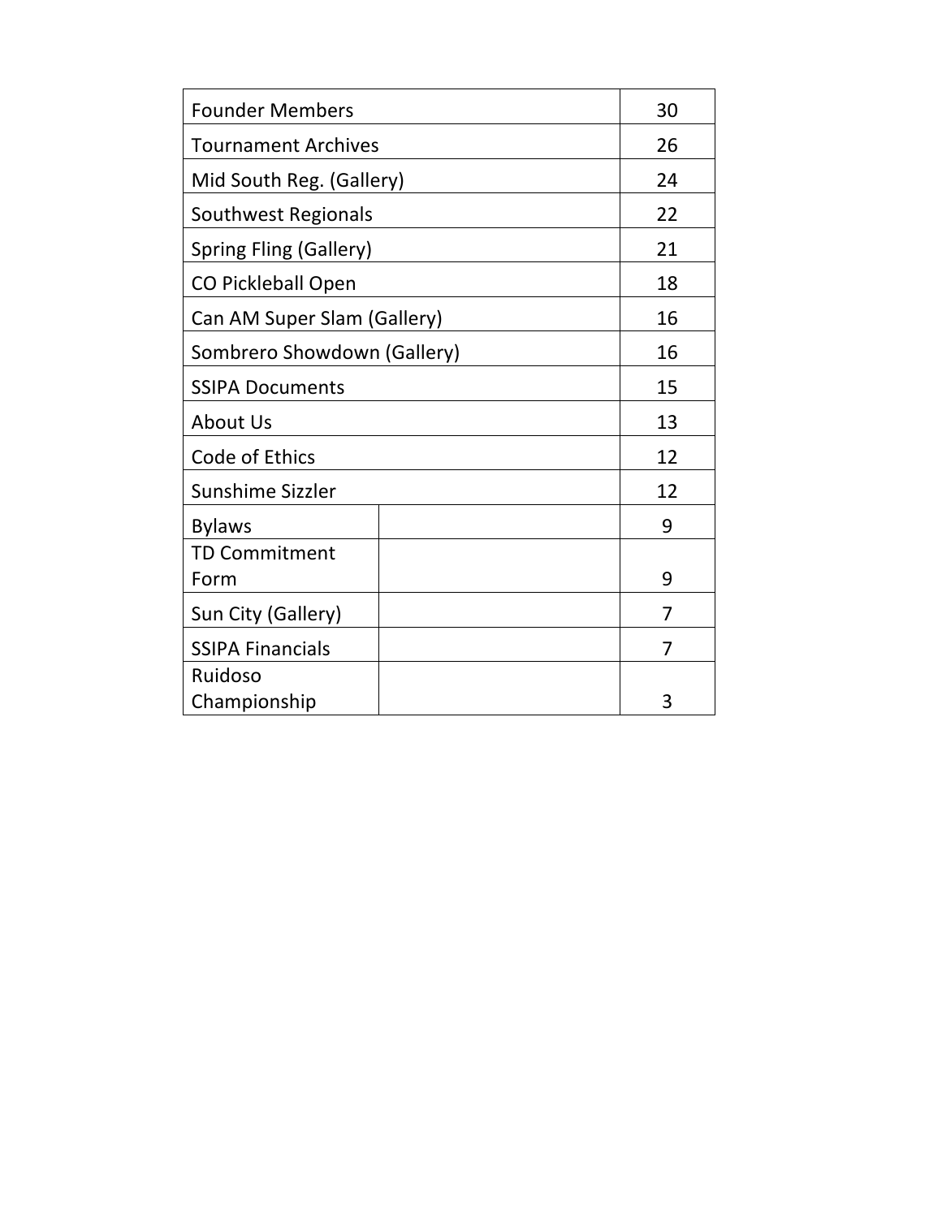| | |
|---|---|
| Founder Members | 30 |
| Tournament Archives | 26 |
| Mid South Reg. (Gallery) | 24 |
| Southwest Regionals | 22 |
| Spring Fling (Gallery) | 21 |
| CO Pickleball Open | 18 |
| Can AM Super Slam (Gallery) | 16 |
| Sombrero Showdown (Gallery) | 16 |
| SSIPA Documents | 15 |
| About Us | 13 |
| Code of Ethics | 12 |
| Sunshime Sizzler | 12 |
| Bylaws | 9 |
| TD Commitment Form | 9 |
| Sun City (Gallery) | 7 |
| SSIPA Financials | 7 |
| Ruidoso Championship | 3 |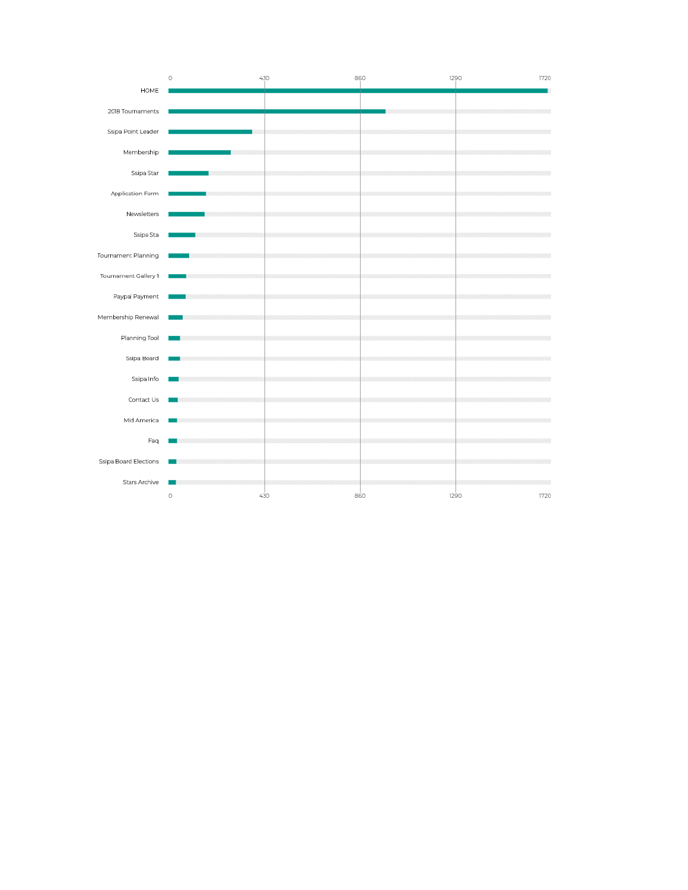0
430
860
1290
1720

HOME

2018 Tournaments

Ssipa Point Leader

Membership

Ssipa Star

Application Form

Newsletters

Ssipa Sta

Tournament Planning

Tournament Gallery 1

Paypal Payment

Membership Renewal

Planning Tool

Ssipa Board

Ssipa Info

Contact Us

Mid America

Faq

Ssipa Board Elections

Stars Archive

0
430
860
1290
1720